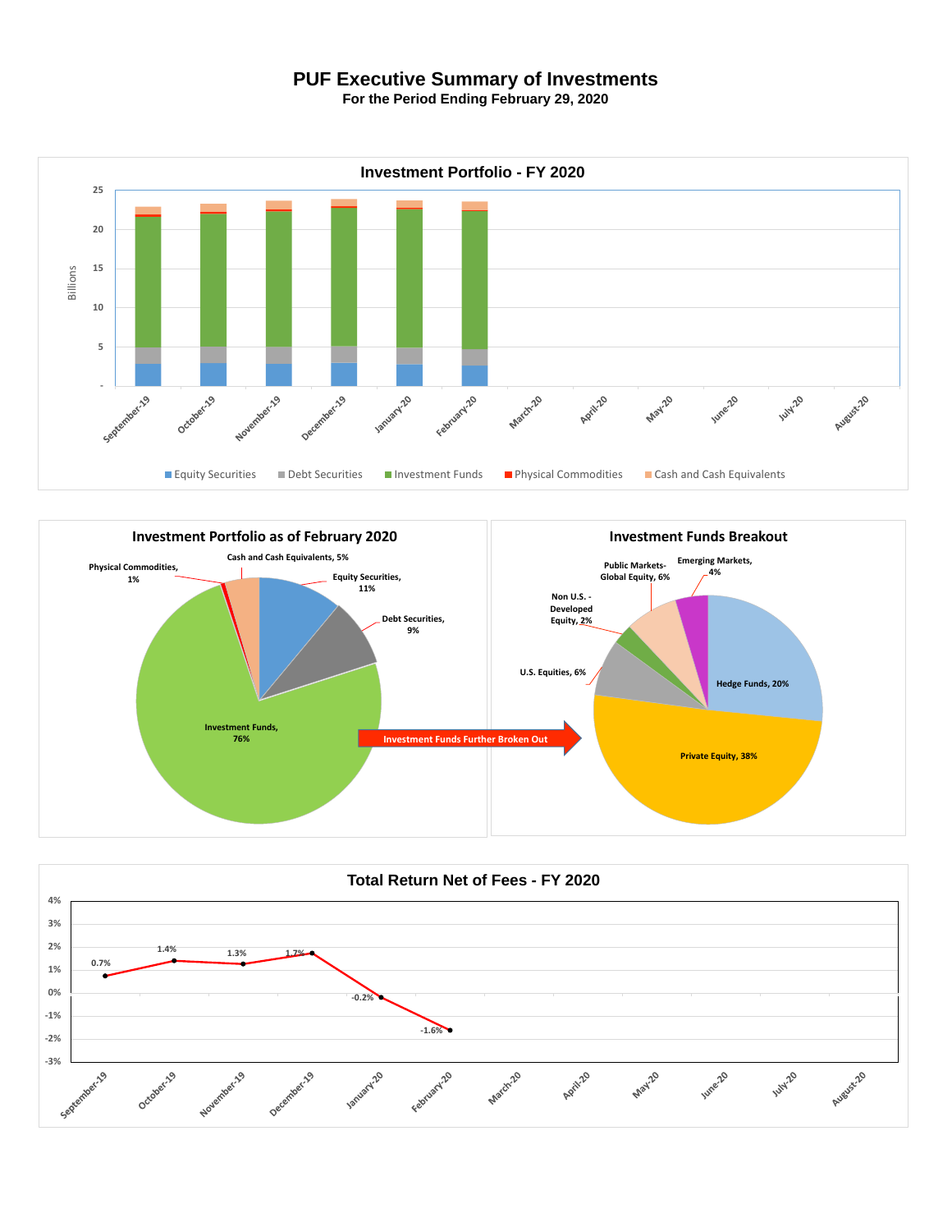# PUF Executive Summary of Investments

**For the Period Ending February 29, 2020**

## Investment Portfolio - FY 2020

Billions: 25, 20, 15, 10, 5, -

September-19, October-19, November-19, December-19, January-20, February-20, March-20, April-20, May-20, June-20, July-20, August-20

Equity Securities | Debt Securities | Investment Funds | Physical Commodities | Cash and Cash Equivalents

## Investment Portfolio as of February 2020

- Cash and Cash Equivalents, 5%
- Physical Commodities, 1%
- Equity Securities, 11%
- Debt Securities, 9%
- Investment Funds, 76%

Investment Funds Further Broken Out

## Investment Funds Breakout

- Emerging Markets, 4%
- Public Markets-Global Equity, 6%
- Non U.S. - Developed Equity, 2%
- U.S. Equities, 6%
- Hedge Funds, 20%
- Private Equity, 38%

## Total Return Net of Fees - FY 2020

| Month | Return |
|---|---|
| September-19 | 0.7% |
| October-19 | 1.4% |
| November-19 | 1.3% |
| December-19 | 1.7% |
| January-20 | -0.2% |
| February-20 | -1.6% |
| March-20 | |
| April-20 | |
| May-20 | |
| June-20 | |
| July-20 | |
| August-20 | |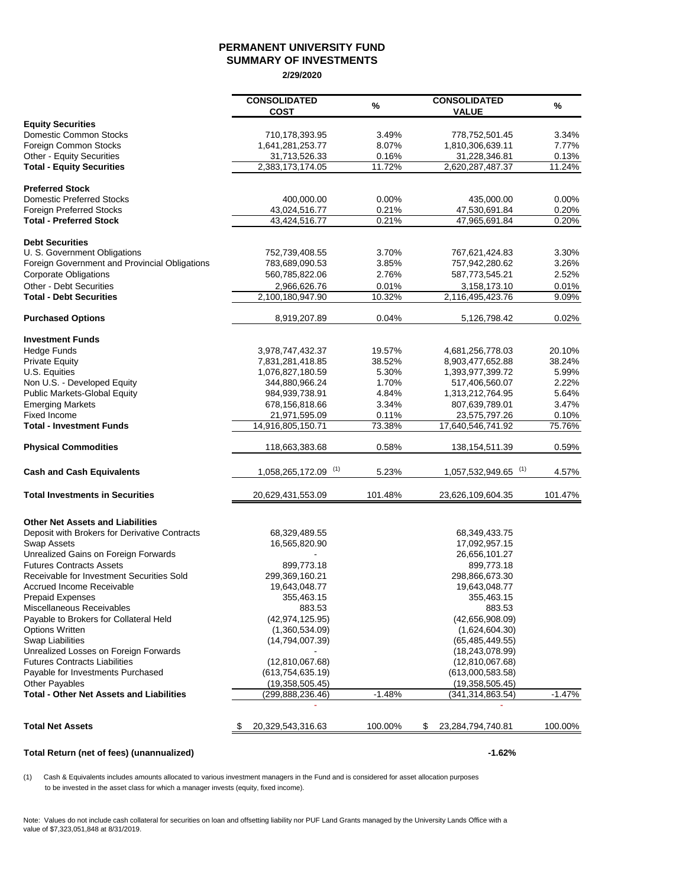# PERMANENT UNIVERSITY FUND
## SUMMARY OF INVESTMENTS
**2/29/2020**

| | CONSOLIDATED COST | % | CONSOLIDATED VALUE | % |
|---|---|---|---|---|
| **Equity Securities** | | | | |
| Domestic Common Stocks | 710,178,393.95 | 3.49% | 778,752,501.45 | 3.34% |
| Foreign Common Stocks | 1,641,281,253.77 | 8.07% | 1,810,306,639.11 | 7.77% |
| Other - Equity Securities | 31,713,526.33 | 0.16% | 31,228,346.81 | 0.13% |
| **Total - Equity Securities** | 2,383,173,174.05 | 11.72% | 2,620,287,487.37 | 11.24% |
| **Preferred Stock** | | | | |
| Domestic Preferred Stocks | 400,000.00 | 0.00% | 435,000.00 | 0.00% |
| Foreign Preferred Stocks | 43,024,516.77 | 0.21% | 47,530,691.84 | 0.20% |
| **Total - Preferred Stock** | 43,424,516.77 | 0.21% | 47,965,691.84 | 0.20% |
| **Debt Securities** | | | | |
| U. S. Government Obligations | 752,739,408.55 | 3.70% | 767,621,424.83 | 3.30% |
| Foreign Government and Provincial Obligations | 783,689,090.53 | 3.85% | 757,942,280.62 | 3.26% |
| Corporate Obligations | 560,785,822.06 | 2.76% | 587,773,545.21 | 2.52% |
| Other - Debt Securities | 2,966,626.76 | 0.01% | 3,158,173.10 | 0.01% |
| **Total - Debt Securities** | 2,100,180,947.90 | 10.32% | 2,116,495,423.76 | 9.09% |
| **Purchased Options** | 8,919,207.89 | 0.04% | 5,126,798.42 | 0.02% |
| **Investment Funds** | | | | |
| Hedge Funds | 3,978,747,432.37 | 19.57% | 4,681,256,778.03 | 20.10% |
| Private Equity | 7,831,281,418.85 | 38.52% | 8,903,477,652.88 | 38.24% |
| U.S. Equities | 1,076,827,180.59 | 5.30% | 1,393,977,399.72 | 5.99% |
| Non U.S. - Developed Equity | 344,880,966.24 | 1.70% | 517,406,560.07 | 2.22% |
| Public Markets-Global Equity | 984,939,738.91 | 4.84% | 1,313,212,764.95 | 5.64% |
| Emerging Markets | 678,156,818.66 | 3.34% | 807,639,789.01 | 3.47% |
| Fixed Income | 21,971,595.09 | 0.11% | 23,575,797.26 | 0.10% |
| **Total - Investment Funds** | 14,916,805,150.71 | 73.38% | 17,640,546,741.92 | 75.76% |
| **Physical Commodities** | 118,663,383.68 | 0.58% | 138,154,511.39 | 0.59% |
| **Cash and Cash Equivalents** | 1,058,265,172.09 (1) | 5.23% | 1,057,532,949.65 (1) | 4.57% |
| **Total Investments in Securities** | 20,629,431,553.09 | 101.48% | 23,626,109,604.35 | 101.47% |
| **Other Net Assets and Liabilities** | | | | |
| Deposit with Brokers for Derivative Contracts | 68,329,489.55 | | 68,349,433.75 | |
| Swap Assets | 16,565,820.90 | | 17,092,957.15 | |
| Unrealized Gains on Foreign Forwards | - | | 26,656,101.27 | |
| Futures Contracts Assets | 899,773.18 | | 899,773.18 | |
| Receivable for Investment Securities Sold | 299,369,160.21 | | 298,866,673.30 | |
| Accrued Income Receivable | 19,643,048.77 | | 19,643,048.77 | |
| Prepaid Expenses | 355,463.15 | | 355,463.15 | |
| Miscellaneous Receivables | 883.53 | | 883.53 | |
| Payable to Brokers for Collateral Held | (42,974,125.95) | | (42,656,908.09) | |
| Options Written | (1,360,534.09) | | (1,624,604.30) | |
| Swap Liabilities | (14,794,007.39) | | (65,485,449.55) | |
| Unrealized Losses on Foreign Forwards | - | | (18,243,078.99) | |
| Futures Contracts Liabilities | (12,810,067.68) | | (12,810,067.68) | |
| Payable for Investments Purchased | (613,754,635.19) | | (613,000,583.58) | |
| Other Payables | (19,358,505.45) | | (19,358,505.45) | |
| **Total - Other Net Assets and Liabilities** | (299,888,236.46) | -1.48% | (341,314,863.54) | -1.47% |
| | - | | - | |
| **Total Net Assets** | $ 20,329,543,316.63 | 100.00% | $ 23,284,794,740.81 | 100.00% |
| **Total Return (net of fees) (unannualized)** | | | **-1.62%** | |

(1) Cash & Equivalents includes amounts allocated to various investment managers in the Fund and is considered for asset allocation purposes to be invested in the asset class for which a manager invests (equity, fixed income).

Note: Values do not include cash collateral for securities on loan and offsetting liability nor PUF Land Grants managed by the University Lands Office with a value of $7,323,051,848 at 8/31/2019.